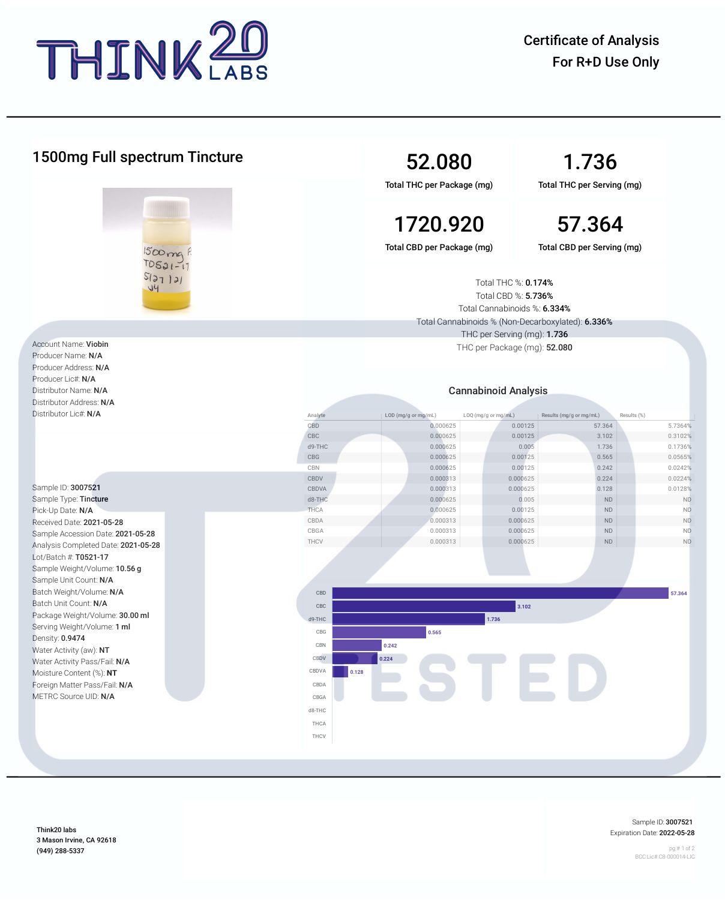# THINK20 LABS

**Certificate of Analysis**
**For R+D Use Only**

## 1500mg Full spectrum Tincture

| | |
|---|---|
| **52.080** | **1.736** |
| Total THC per Package (mg) | Total THC per Serving (mg) |
| **1720.920** | **57.364** |
| Total CBD per Package (mg) | Total CBD per Serving (mg) |

Total THC %: **0.174%**
Total CBD %: **5.736%**
Total Cannabinoids %: **6.334%**
Total Cannabinoids % (Non-Decarboxylated): **6.336%**
THC per Serving (mg): **1.736**
THC per Package (mg): **52.080**

Account Name: **Viobin**
Producer Name: **N/A**
Producer Address: **N/A**
Producer Lic#: **N/A**
Distributor Name: **N/A**
Distributor Address: **N/A**
Distributor Lic#: **N/A**

Sample ID: **3007521**
Sample Type: **Tincture**
Pick-Up Date: **N/A**
Received Date: **2021-05-28**
Sample Accession Date: **2021-05-28**
Analysis Completed Date: **2021-05-28**
Lot/Batch #: **T0521-17**
Sample Weight/Volume: **10.56 g**
Sample Unit Count: **N/A**
Batch Weight/Volume: **N/A**
Batch Unit Count: **N/A**
Package Weight/Volume: **30.00 ml**
Serving Weight/Volume: **1 ml**
Density: **0.9474**
Water Activity (aw): **NT**
Water Activity Pass/Fail: **N/A**
Moisture Content (%): **NT**
Foreign Matter Pass/Fail: **N/A**
METRC Source UID: **N/A**

### Cannabinoid Analysis

| Analyte | LOD (mg/g or mg/mL) | LOQ (mg/g or mg/mL) | Results (mg/g or mg/mL) | Results (%) |
|---|---|---|---|---|
| CBD | 0.000625 | 0.00125 | 57.364 | 5.7364% |
| CBC | 0.000625 | 0.00125 | 3.102 | 0.3102% |
| d9-THC | 0.000625 | 0.005 | 1.736 | 0.1736% |
| CBG | 0.000625 | 0.00125 | 0.565 | 0.0565% |
| CBN | 0.000625 | 0.00125 | 0.242 | 0.0242% |
| CBDV | 0.000313 | 0.000625 | 0.224 | 0.0224% |
| CBDVA | 0.000313 | 0.000625 | 0.128 | 0.0128% |
| d8-THC | 0.000625 | 0.005 | ND | ND |
| THCA | 0.000625 | 0.00125 | ND | ND |
| CBDA | 0.000313 | 0.000625 | ND | ND |
| CBGA | 0.000313 | 0.000625 | ND | ND |
| THCV | 0.000313 | 0.000625 | ND | ND |

| Analyte | Result |
|---|---|
| CBD | 57.364 |
| CBC | 3.102 |
| d9-THC | 1.736 |
| CBG | 0.565 |
| CBN | 0.242 |
| CBDV | 0.224 |
| CBDVA | 0.128 |
| CBDA | |
| CBGA | |
| d8-THC | |
| THCA | |
| THCV | |

Think20 labs
3 Mason Irvine, CA 92618
(949) 288-5337

Sample ID: **3007521**
Expiration Date: **2022-05-28**

BCC Lic# C8-000014-LIC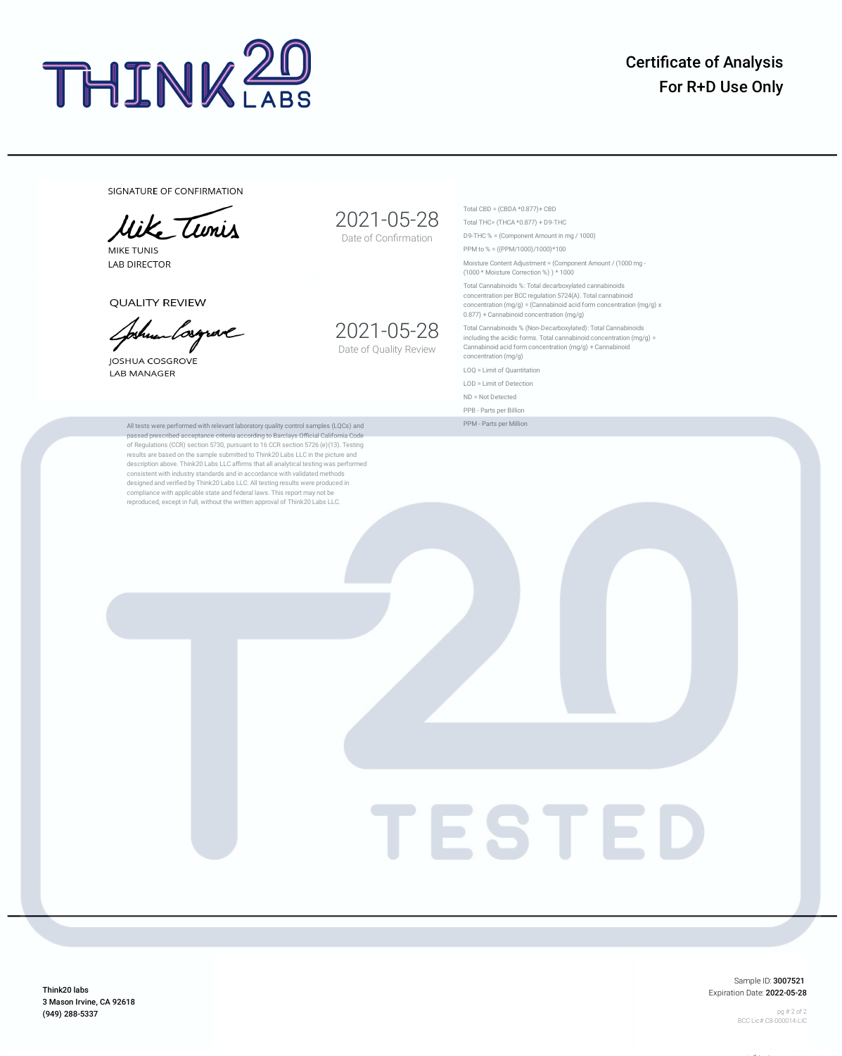# Certificate of Analysis

## For R+D Use Only

SIGNATURE OF CONFIRMATION

MIKE TUNIS
LAB DIRECTOR

2021-05-28
Date of Confirmation

QUALITY REVIEW

JOSHUA COSGROVE
LAB MANAGER

2021-05-28
Date of Quality Review

Total CBD = (CBDA *0.877)+ CBD

Total THC= (THCA *0.877) + D9-THC

D9-THC % = (Component Amount in mg / 1000)

PPM to % = ((PPM/1000)/1000)*100

Moisture Content Adjustment = (Component Amount / (1000 mg - (1000 * Moisture Correction %) ) * 1000

Total Cannabinoids %: Total decarboxylated cannabinoids concentration per BCC regulation 5724(A). Total cannabinoid concentration (mg/g) = (Cannabinoid acid form concentration (mg/g) x 0.877) + Cannabinoid concentration (mg/g)

Total Cannabinoids % (Non-Decarboxylated): Total Cannabinoids including the acidic forms. Total cannabinoid concentration (mg/g) = Cannabinoid acid form concentration (mg/g) + Cannabinoid concentration (mg/g)

LOQ = Limit of Quantitation

LOD = Limit of Detection

ND = Not Detected

PPB - Parts per Billion

PPM - Parts per Million

All tests were performed with relevant laboratory quality control samples (LQCs) and passed prescribed acceptance criteria according to Barclays Official California Code of Regulations (CCR) section 5730, pursuant to 16 CCR section 5726 (e)(13). Testing results are based on the sample submitted to Think20 Labs LLC in the picture and description above. Think20 Labs LLC affirms that all analytical testing was performed consistent with industry standards and in accordance with validated methods designed and verified by Think20 Labs LLC. All testing results were produced in compliance with applicable state and federal laws. This report may not be reproduced, except in full, without the written approval of Think20 Labs LLC.

Think20 labs
3 Mason Irvine, CA 92618
(949) 288-5337

Sample ID: **3007521**
Expiration Date: **2022-05-28**

BCC Lic# C8-000014-LIC